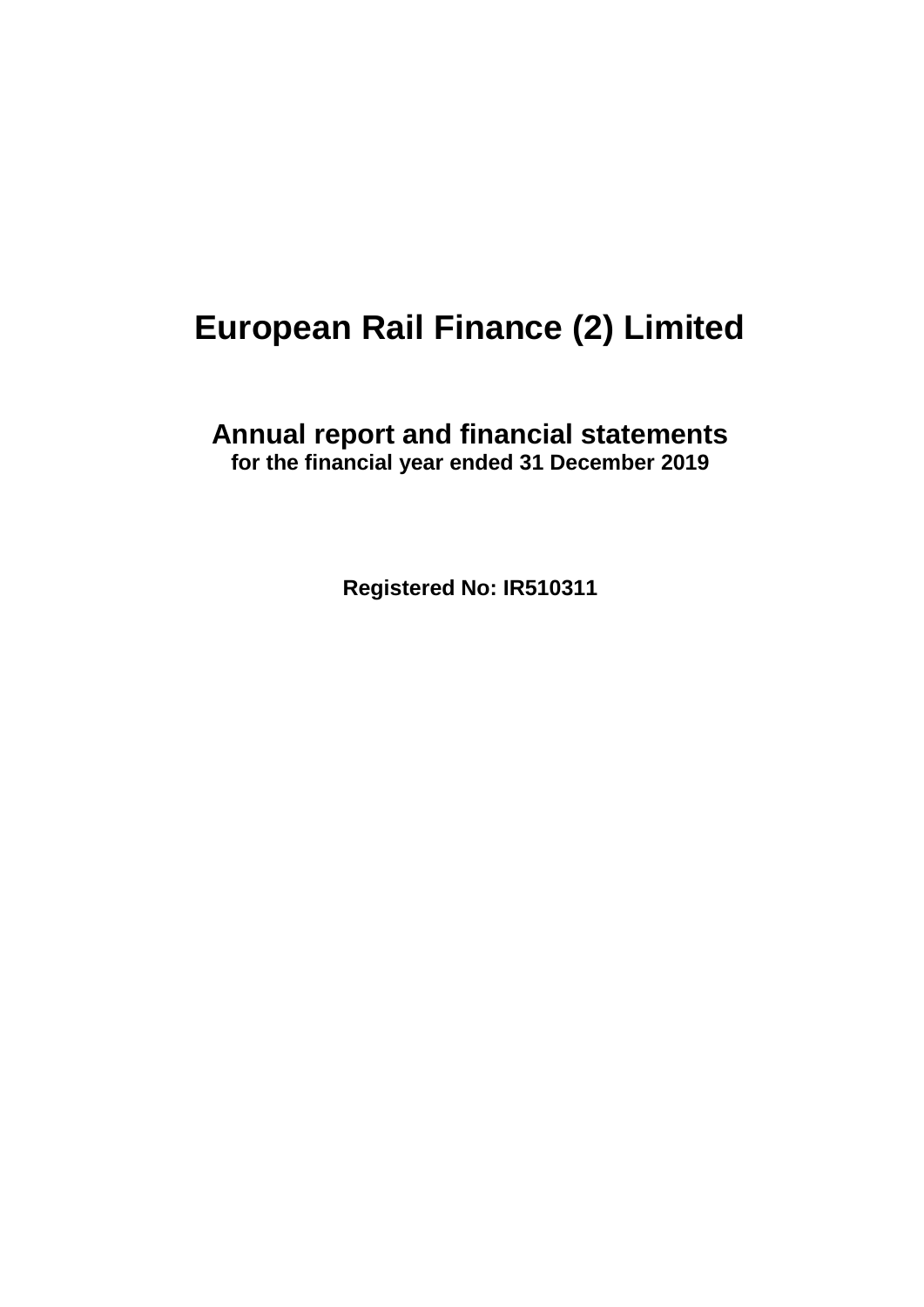# European Rail Finance (2) Limited

## Annual report and financial statements

**for the financial year ended 31 December 2019**

**Registered No: IR510311**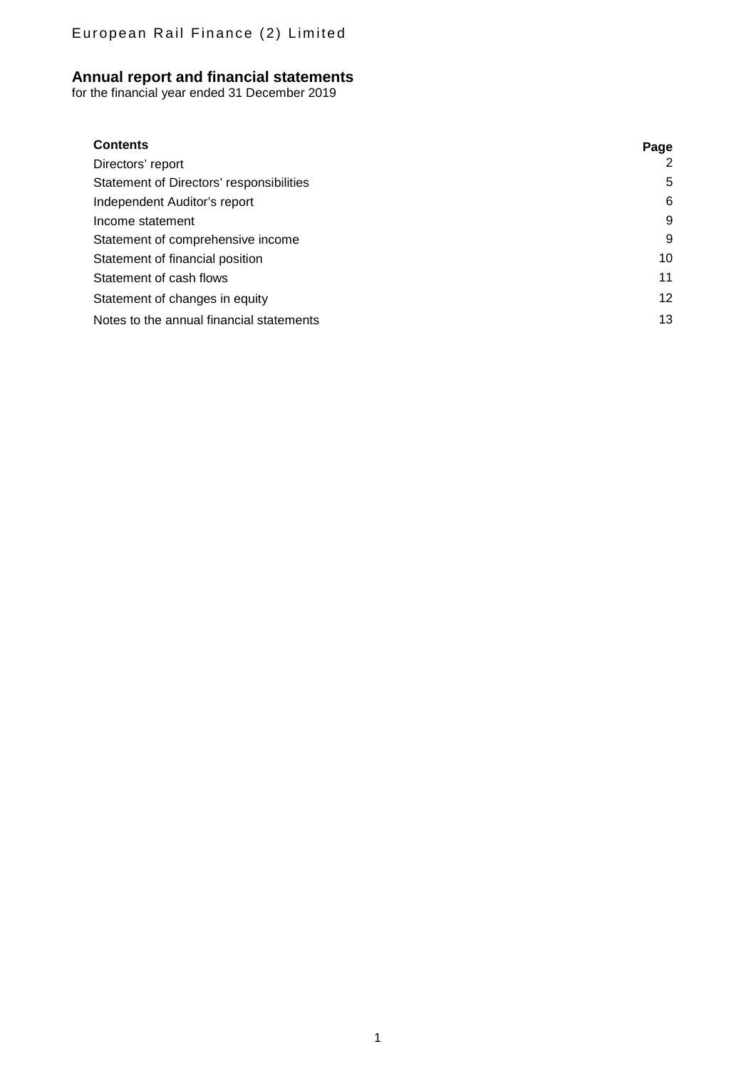European Rail Finance (2) Limited

# Annual report and financial statements

for the financial year ended 31 December 2019

| Contents | Page |
|---|---|
| Directors' report | 2 |
| Statement of Directors' responsibilities | 5 |
| Independent Auditor's report | 6 |
| Income statement | 9 |
| Statement of comprehensive income | 9 |
| Statement of financial position | 10 |
| Statement of cash flows | 11 |
| Statement of changes in equity | 12 |
| Notes to the annual financial statements | 13 |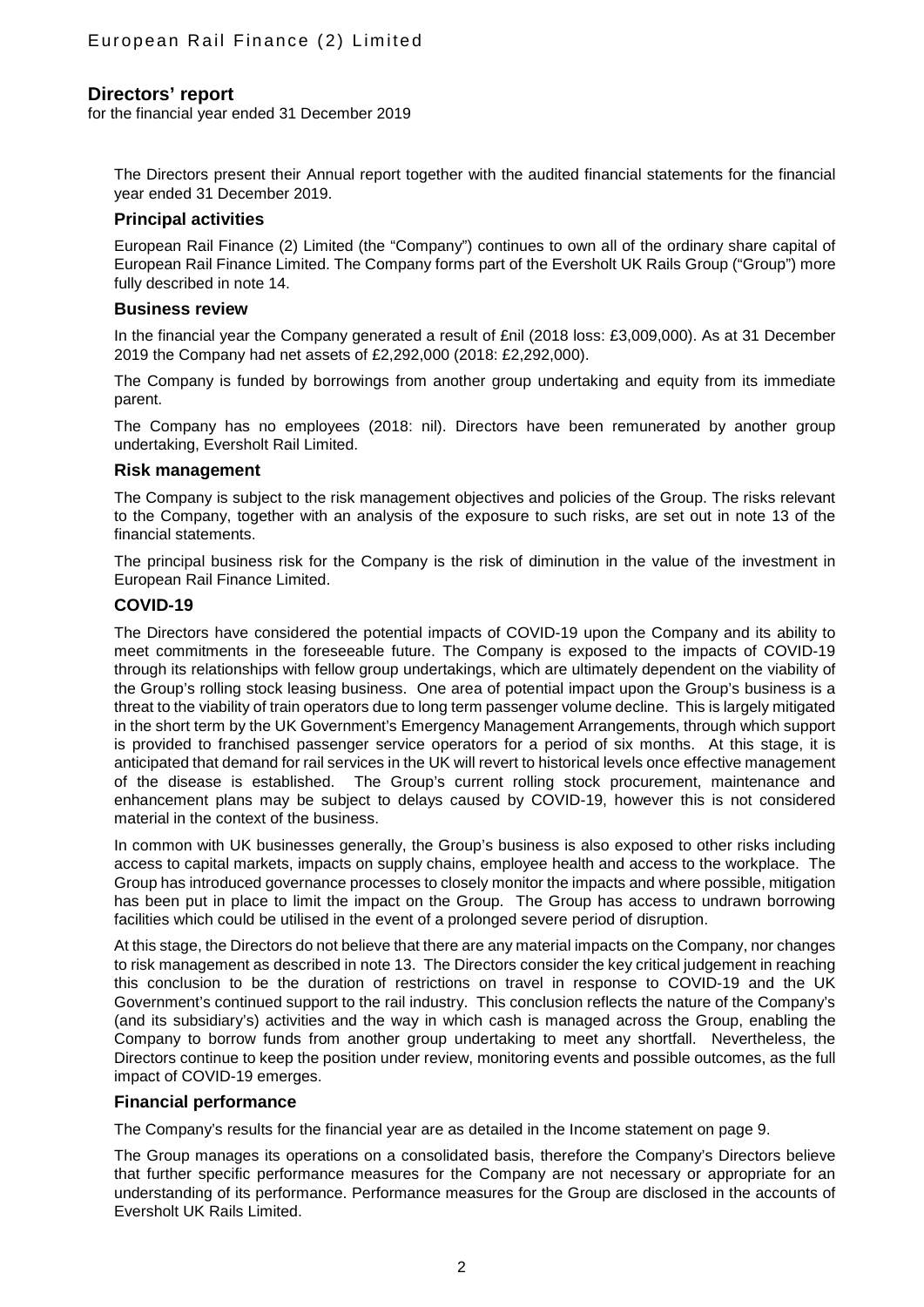# Directors' report

for the financial year ended 31 December 2019

The Directors present their Annual report together with the audited financial statements for the financial year ended 31 December 2019.

## Principal activities

European Rail Finance (2) Limited (the "Company") continues to own all of the ordinary share capital of European Rail Finance Limited. The Company forms part of the Eversholt UK Rails Group ("Group") more fully described in note 14.

## Business review

In the financial year the Company generated a result of £nil (2018 loss: £3,009,000). As at 31 December 2019 the Company had net assets of £2,292,000 (2018: £2,292,000).

The Company is funded by borrowings from another group undertaking and equity from its immediate parent.

The Company has no employees (2018: nil). Directors have been remunerated by another group undertaking, Eversholt Rail Limited.

## Risk management

The Company is subject to the risk management objectives and policies of the Group. The risks relevant to the Company, together with an analysis of the exposure to such risks, are set out in note 13 of the financial statements.

The principal business risk for the Company is the risk of diminution in the value of the investment in European Rail Finance Limited.

## COVID-19

The Directors have considered the potential impacts of COVID-19 upon the Company and its ability to meet commitments in the foreseeable future. The Company is exposed to the impacts of COVID-19 through its relationships with fellow group undertakings, which are ultimately dependent on the viability of the Group's rolling stock leasing business. One area of potential impact upon the Group's business is a threat to the viability of train operators due to long term passenger volume decline. This is largely mitigated in the short term by the UK Government's Emergency Management Arrangements, through which support is provided to franchised passenger service operators for a period of six months. At this stage, it is anticipated that demand for rail services in the UK will revert to historical levels once effective management of the disease is established. The Group's current rolling stock procurement, maintenance and enhancement plans may be subject to delays caused by COVID-19, however this is not considered material in the context of the business.

In common with UK businesses generally, the Group's business is also exposed to other risks including access to capital markets, impacts on supply chains, employee health and access to the workplace. The Group has introduced governance processes to closely monitor the impacts and where possible, mitigation has been put in place to limit the impact on the Group. The Group has access to undrawn borrowing facilities which could be utilised in the event of a prolonged severe period of disruption.

At this stage, the Directors do not believe that there are any material impacts on the Company, nor changes to risk management as described in note 13. The Directors consider the key critical judgement in reaching this conclusion to be the duration of restrictions on travel in response to COVID-19 and the UK Government's continued support to the rail industry. This conclusion reflects the nature of the Company's (and its subsidiary's) activities and the way in which cash is managed across the Group, enabling the Company to borrow funds from another group undertaking to meet any shortfall. Nevertheless, the Directors continue to keep the position under review, monitoring events and possible outcomes, as the full impact of COVID-19 emerges.

## Financial performance

The Company's results for the financial year are as detailed in the Income statement on page 9.

The Group manages its operations on a consolidated basis, therefore the Company's Directors believe that further specific performance measures for the Company are not necessary or appropriate for an understanding of its performance. Performance measures for the Group are disclosed in the accounts of Eversholt UK Rails Limited.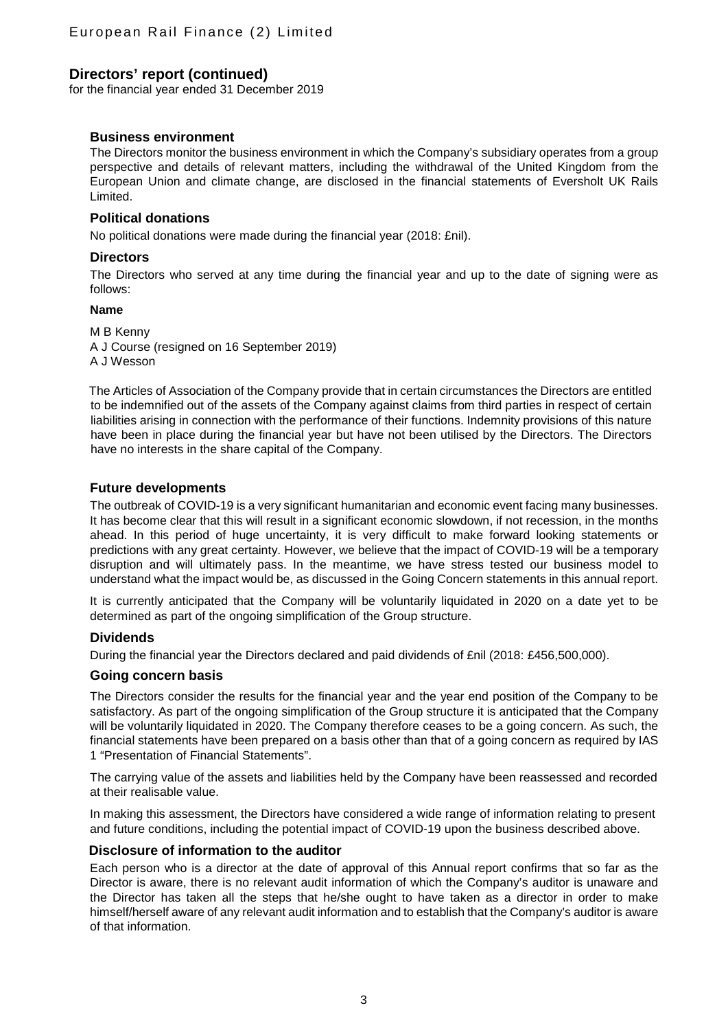## Directors' report (continued)

for the financial year ended 31 December 2019

### Business environment

The Directors monitor the business environment in which the Company's subsidiary operates from a group perspective and details of relevant matters, including the withdrawal of the United Kingdom from the European Union and climate change, are disclosed in the financial statements of Eversholt UK Rails Limited.

### Political donations

No political donations were made during the financial year (2018: £nil).

### Directors

The Directors who served at any time during the financial year and up to the date of signing were as follows:

**Name**

M B Kenny
A J Course (resigned on 16 September 2019)
A J Wesson

The Articles of Association of the Company provide that in certain circumstances the Directors are entitled to be indemnified out of the assets of the Company against claims from third parties in respect of certain liabilities arising in connection with the performance of their functions. Indemnity provisions of this nature have been in place during the financial year but have not been utilised by the Directors. The Directors have no interests in the share capital of the Company.

### Future developments

The outbreak of COVID-19 is a very significant humanitarian and economic event facing many businesses. It has become clear that this will result in a significant economic slowdown, if not recession, in the months ahead. In this period of huge uncertainty, it is very difficult to make forward looking statements or predictions with any great certainty. However, we believe that the impact of COVID-19 will be a temporary disruption and will ultimately pass. In the meantime, we have stress tested our business model to understand what the impact would be, as discussed in the Going Concern statements in this annual report.

It is currently anticipated that the Company will be voluntarily liquidated in 2020 on a date yet to be determined as part of the ongoing simplification of the Group structure.

### Dividends

During the financial year the Directors declared and paid dividends of £nil (2018: £456,500,000).

### Going concern basis

The Directors consider the results for the financial year and the year end position of the Company to be satisfactory. As part of the ongoing simplification of the Group structure it is anticipated that the Company will be voluntarily liquidated in 2020. The Company therefore ceases to be a going concern. As such, the financial statements have been prepared on a basis other than that of a going concern as required by IAS 1 "Presentation of Financial Statements".

The carrying value of the assets and liabilities held by the Company have been reassessed and recorded at their realisable value.

In making this assessment, the Directors have considered a wide range of information relating to present and future conditions, including the potential impact of COVID-19 upon the business described above.

### Disclosure of information to the auditor

Each person who is a director at the date of approval of this Annual report confirms that so far as the Director is aware, there is no relevant audit information of which the Company's auditor is unaware and the Director has taken all the steps that he/she ought to have taken as a director in order to make himself/herself aware of any relevant audit information and to establish that the Company's auditor is aware of that information.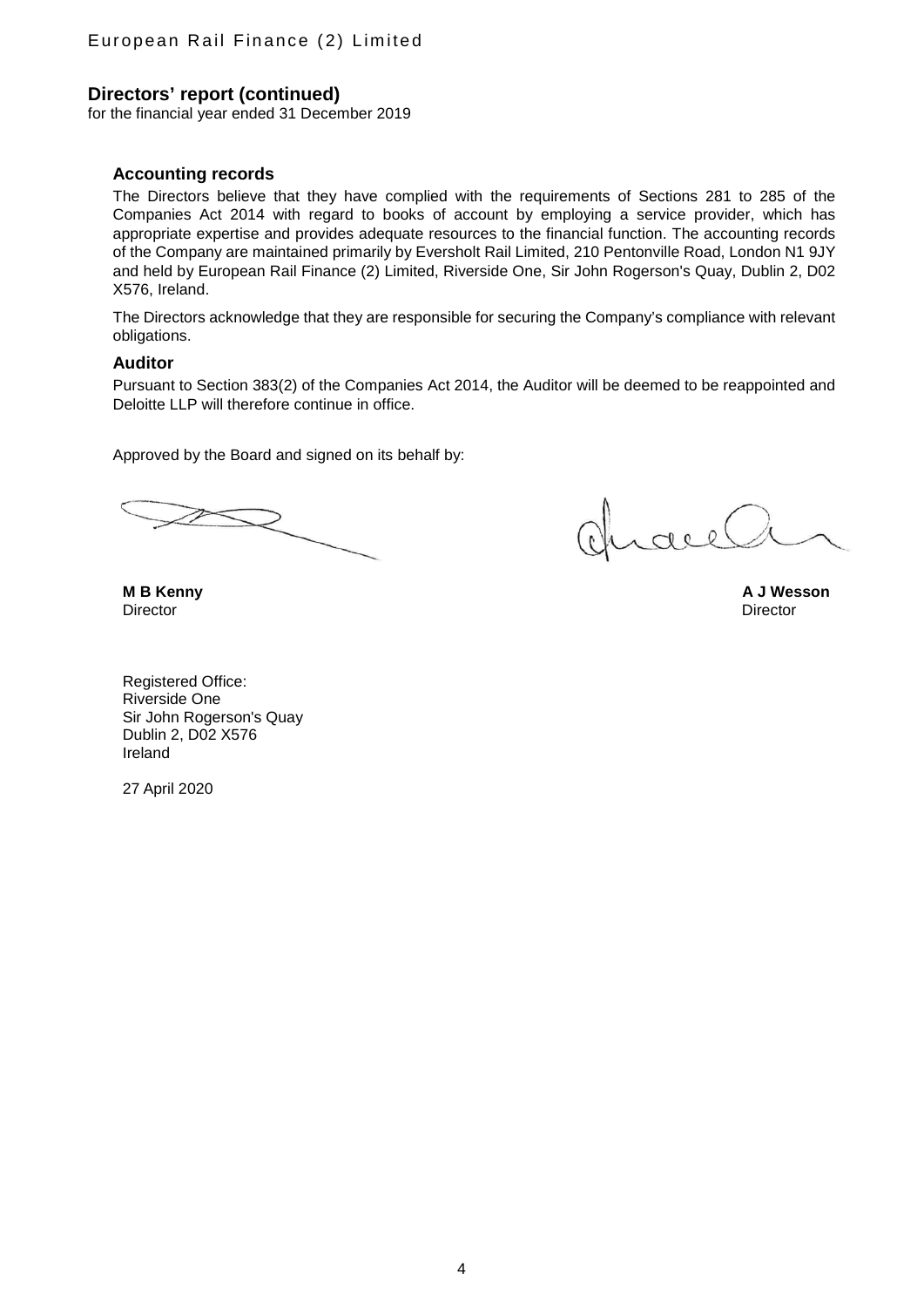## Directors' report (continued)

for the financial year ended 31 December 2019

### Accounting records

The Directors believe that they have complied with the requirements of Sections 281 to 285 of the Companies Act 2014 with regard to books of account by employing a service provider, which has appropriate expertise and provides adequate resources to the financial function. The accounting records of the Company are maintained primarily by Eversholt Rail Limited, 210 Pentonville Road, London N1 9JY and held by European Rail Finance (2) Limited, Riverside One, Sir John Rogerson's Quay, Dublin 2, D02 X576, Ireland.

The Directors acknowledge that they are responsible for securing the Company's compliance with relevant obligations.

### Auditor

Pursuant to Section 383(2) of the Companies Act 2014, the Auditor will be deemed to be reappointed and Deloitte LLP will therefore continue in office.

Approved by the Board and signed on its behalf by:

**M B Kenny**
Director

**A J Wesson**
Director

Registered Office:
Riverside One
Sir John Rogerson's Quay
Dublin 2, D02 X576
Ireland

27 April 2020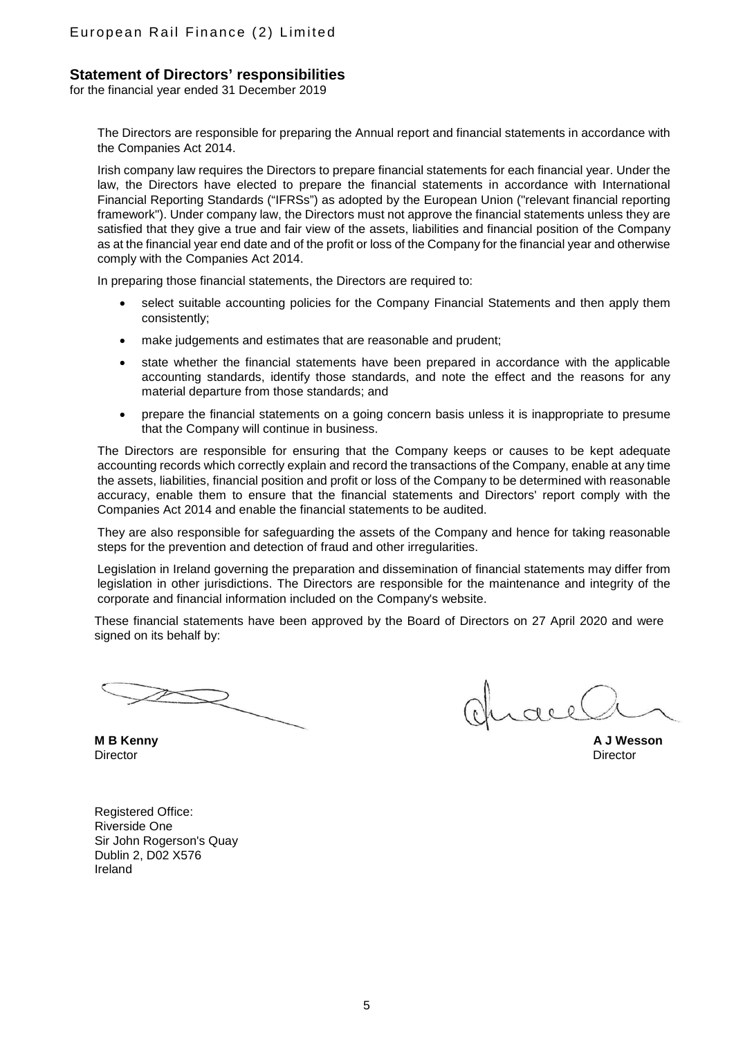## Statement of Directors' responsibilities

for the financial year ended 31 December 2019

The Directors are responsible for preparing the Annual report and financial statements in accordance with the Companies Act 2014.

Irish company law requires the Directors to prepare financial statements for each financial year. Under the law, the Directors have elected to prepare the financial statements in accordance with International Financial Reporting Standards ("IFRSs") as adopted by the European Union ("relevant financial reporting framework"). Under company law, the Directors must not approve the financial statements unless they are satisfied that they give a true and fair view of the assets, liabilities and financial position of the Company as at the financial year end date and of the profit or loss of the Company for the financial year and otherwise comply with the Companies Act 2014.

In preparing those financial statements, the Directors are required to:

- select suitable accounting policies for the Company Financial Statements and then apply them consistently;
- make judgements and estimates that are reasonable and prudent;
- state whether the financial statements have been prepared in accordance with the applicable accounting standards, identify those standards, and note the effect and the reasons for any material departure from those standards; and
- prepare the financial statements on a going concern basis unless it is inappropriate to presume that the Company will continue in business.

The Directors are responsible for ensuring that the Company keeps or causes to be kept adequate accounting records which correctly explain and record the transactions of the Company, enable at any time the assets, liabilities, financial position and profit or loss of the Company to be determined with reasonable accuracy, enable them to ensure that the financial statements and Directors' report comply with the Companies Act 2014 and enable the financial statements to be audited.

They are also responsible for safeguarding the assets of the Company and hence for taking reasonable steps for the prevention and detection of fraud and other irregularities.

Legislation in Ireland governing the preparation and dissemination of financial statements may differ from legislation in other jurisdictions. The Directors are responsible for the maintenance and integrity of the corporate and financial information included on the Company's website.

These financial statements have been approved by the Board of Directors on 27 April 2020 and were signed on its behalf by:

**M B Kenny**
Director

**A J Wesson**
Director

Registered Office:
Riverside One
Sir John Rogerson's Quay
Dublin 2, D02 X576
Ireland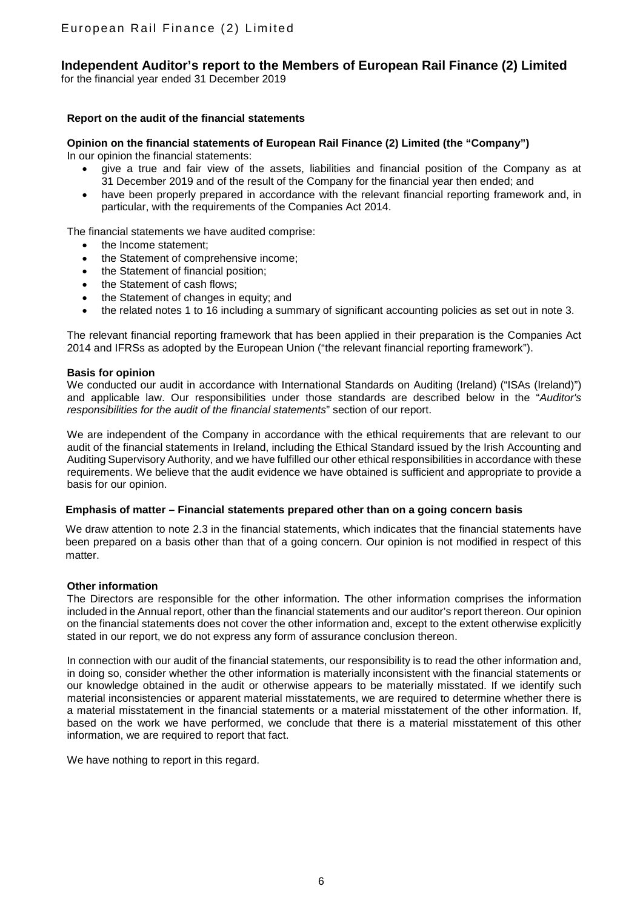# Independent Auditor's report to the Members of European Rail Finance (2) Limited

for the financial year ended 31 December 2019

## Report on the audit of the financial statements

### Opinion on the financial statements of European Rail Finance (2) Limited (the "Company")

In our opinion the financial statements:

- give a true and fair view of the assets, liabilities and financial position of the Company as at 31 December 2019 and of the result of the Company for the financial year then ended; and
- have been properly prepared in accordance with the relevant financial reporting framework and, in particular, with the requirements of the Companies Act 2014.

The financial statements we have audited comprise:

- the Income statement;
- the Statement of comprehensive income;
- the Statement of financial position;
- the Statement of cash flows;
- the Statement of changes in equity; and
- the related notes 1 to 16 including a summary of significant accounting policies as set out in note 3.

The relevant financial reporting framework that has been applied in their preparation is the Companies Act 2014 and IFRSs as adopted by the European Union ("the relevant financial reporting framework").

### Basis for opinion

We conducted our audit in accordance with International Standards on Auditing (Ireland) ("ISAs (Ireland)") and applicable law. Our responsibilities under those standards are described below in the "*Auditor's responsibilities for the audit of the financial statements*" section of our report.

We are independent of the Company in accordance with the ethical requirements that are relevant to our audit of the financial statements in Ireland, including the Ethical Standard issued by the Irish Accounting and Auditing Supervisory Authority, and we have fulfilled our other ethical responsibilities in accordance with these requirements. We believe that the audit evidence we have obtained is sufficient and appropriate to provide a basis for our opinion.

### Emphasis of matter – Financial statements prepared other than on a going concern basis

We draw attention to note 2.3 in the financial statements, which indicates that the financial statements have been prepared on a basis other than that of a going concern. Our opinion is not modified in respect of this matter.

### Other information

The Directors are responsible for the other information. The other information comprises the information included in the Annual report, other than the financial statements and our auditor's report thereon. Our opinion on the financial statements does not cover the other information and, except to the extent otherwise explicitly stated in our report, we do not express any form of assurance conclusion thereon.

In connection with our audit of the financial statements, our responsibility is to read the other information and, in doing so, consider whether the other information is materially inconsistent with the financial statements or our knowledge obtained in the audit or otherwise appears to be materially misstated. If we identify such material inconsistencies or apparent material misstatements, we are required to determine whether there is a material misstatement in the financial statements or a material misstatement of the other information. If, based on the work we have performed, we conclude that there is a material misstatement of this other information, we are required to report that fact.

We have nothing to report in this regard.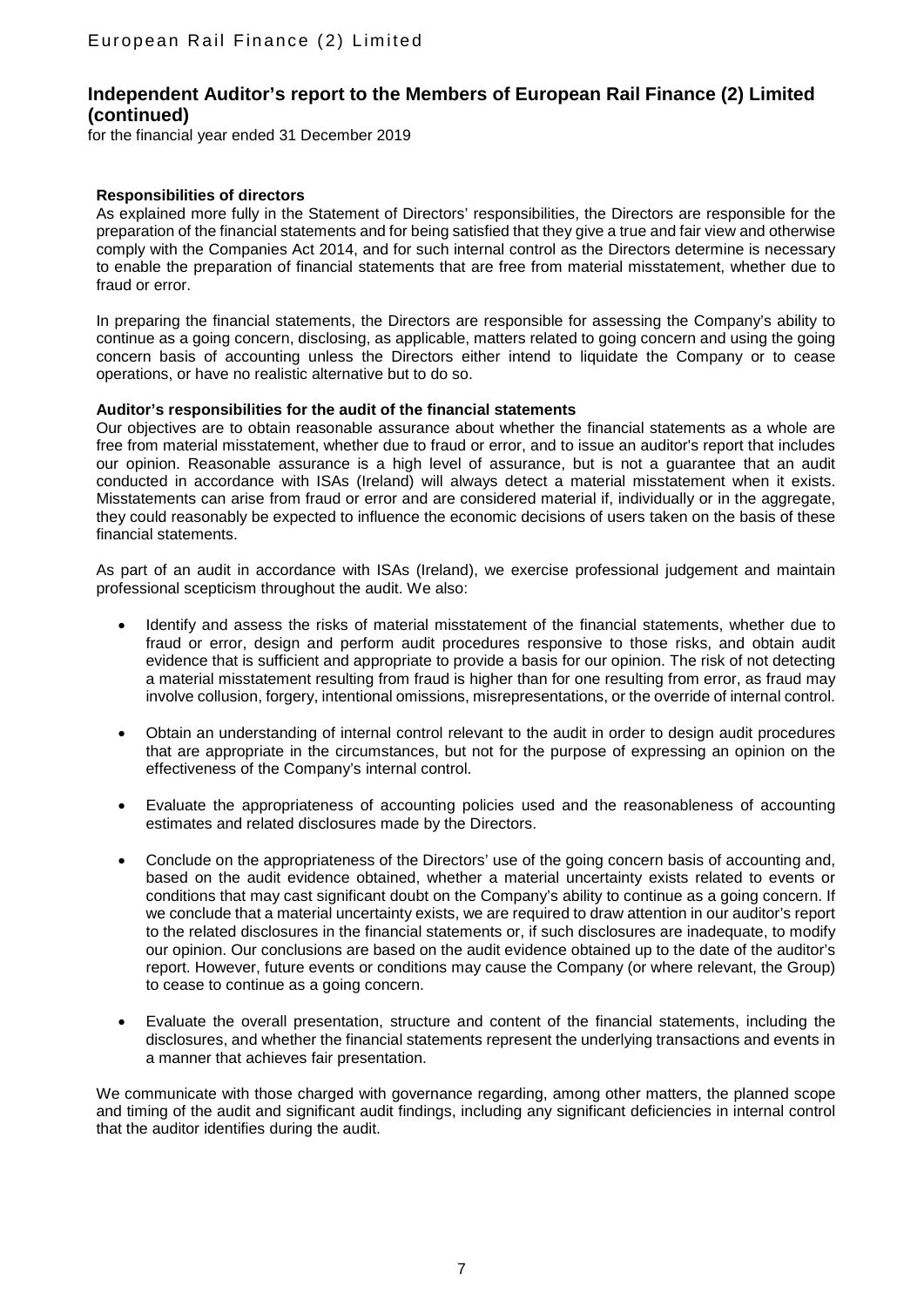## Independent Auditor's report to the Members of European Rail Finance (2) Limited (continued)

for the financial year ended 31 December 2019

**Responsibilities of directors**

As explained more fully in the Statement of Directors' responsibilities, the Directors are responsible for the preparation of the financial statements and for being satisfied that they give a true and fair view and otherwise comply with the Companies Act 2014, and for such internal control as the Directors determine is necessary to enable the preparation of financial statements that are free from material misstatement, whether due to fraud or error.

In preparing the financial statements, the Directors are responsible for assessing the Company's ability to continue as a going concern, disclosing, as applicable, matters related to going concern and using the going concern basis of accounting unless the Directors either intend to liquidate the Company or to cease operations, or have no realistic alternative but to do so.

**Auditor's responsibilities for the audit of the financial statements**

Our objectives are to obtain reasonable assurance about whether the financial statements as a whole are free from material misstatement, whether due to fraud or error, and to issue an auditor's report that includes our opinion. Reasonable assurance is a high level of assurance, but is not a guarantee that an audit conducted in accordance with ISAs (Ireland) will always detect a material misstatement when it exists. Misstatements can arise from fraud or error and are considered material if, individually or in the aggregate, they could reasonably be expected to influence the economic decisions of users taken on the basis of these financial statements.

As part of an audit in accordance with ISAs (Ireland), we exercise professional judgement and maintain professional scepticism throughout the audit. We also:

- Identify and assess the risks of material misstatement of the financial statements, whether due to fraud or error, design and perform audit procedures responsive to those risks, and obtain audit evidence that is sufficient and appropriate to provide a basis for our opinion. The risk of not detecting a material misstatement resulting from fraud is higher than for one resulting from error, as fraud may involve collusion, forgery, intentional omissions, misrepresentations, or the override of internal control.

- Obtain an understanding of internal control relevant to the audit in order to design audit procedures that are appropriate in the circumstances, but not for the purpose of expressing an opinion on the effectiveness of the Company's internal control.

- Evaluate the appropriateness of accounting policies used and the reasonableness of accounting estimates and related disclosures made by the Directors.

- Conclude on the appropriateness of the Directors' use of the going concern basis of accounting and, based on the audit evidence obtained, whether a material uncertainty exists related to events or conditions that may cast significant doubt on the Company's ability to continue as a going concern. If we conclude that a material uncertainty exists, we are required to draw attention in our auditor's report to the related disclosures in the financial statements or, if such disclosures are inadequate, to modify our opinion. Our conclusions are based on the audit evidence obtained up to the date of the auditor's report. However, future events or conditions may cause the Company (or where relevant, the Group) to cease to continue as a going concern.

- Evaluate the overall presentation, structure and content of the financial statements, including the disclosures, and whether the financial statements represent the underlying transactions and events in a manner that achieves fair presentation.

We communicate with those charged with governance regarding, among other matters, the planned scope and timing of the audit and significant audit findings, including any significant deficiencies in internal control that the auditor identifies during the audit.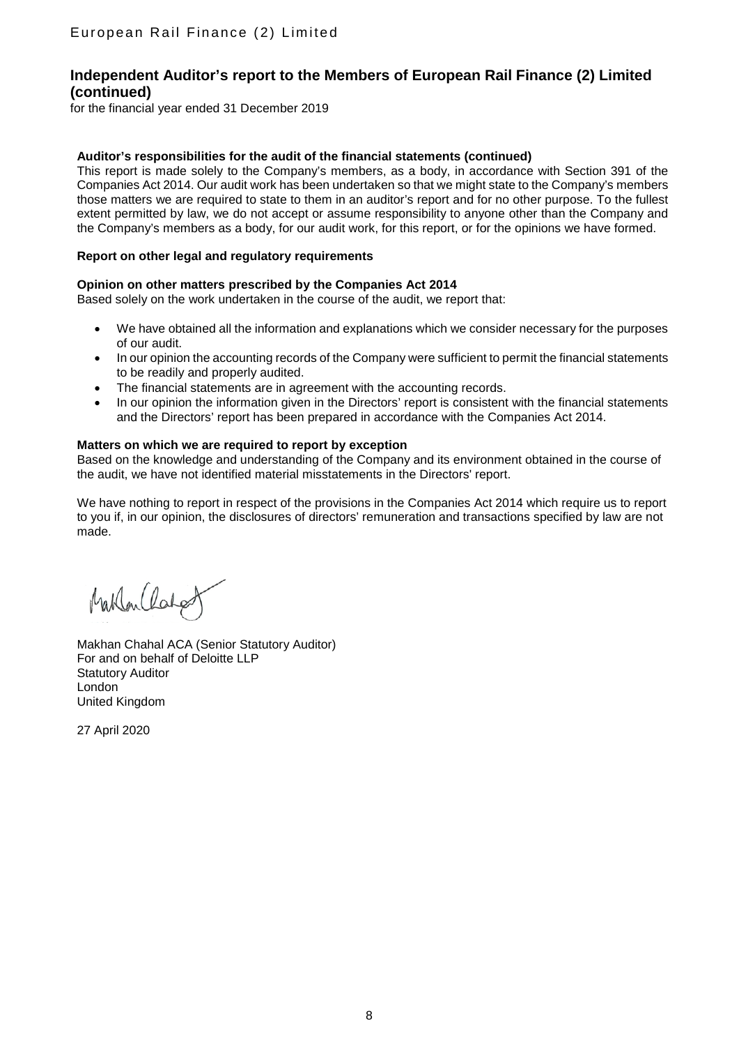# Independent Auditor's report to the Members of European Rail Finance (2) Limited (continued)

for the financial year ended 31 December 2019

**Auditor's responsibilities for the audit of the financial statements (continued)**

This report is made solely to the Company's members, as a body, in accordance with Section 391 of the Companies Act 2014. Our audit work has been undertaken so that we might state to the Company's members those matters we are required to state to them in an auditor's report and for no other purpose. To the fullest extent permitted by law, we do not accept or assume responsibility to anyone other than the Company and the Company's members as a body, for our audit work, for this report, or for the opinions we have formed.

**Report on other legal and regulatory requirements**

**Opinion on other matters prescribed by the Companies Act 2014**

Based solely on the work undertaken in the course of the audit, we report that:

- We have obtained all the information and explanations which we consider necessary for the purposes of our audit.
- In our opinion the accounting records of the Company were sufficient to permit the financial statements to be readily and properly audited.
- The financial statements are in agreement with the accounting records.
- In our opinion the information given in the Directors' report is consistent with the financial statements and the Directors' report has been prepared in accordance with the Companies Act 2014.

**Matters on which we are required to report by exception**

Based on the knowledge and understanding of the Company and its environment obtained in the course of the audit, we have not identified material misstatements in the Directors' report.

We have nothing to report in respect of the provisions in the Companies Act 2014 which require us to report to you if, in our opinion, the disclosures of directors' remuneration and transactions specified by law are not made.

Makhan Chahal ACA (Senior Statutory Auditor)
For and on behalf of Deloitte LLP
Statutory Auditor
London
United Kingdom

27 April 2020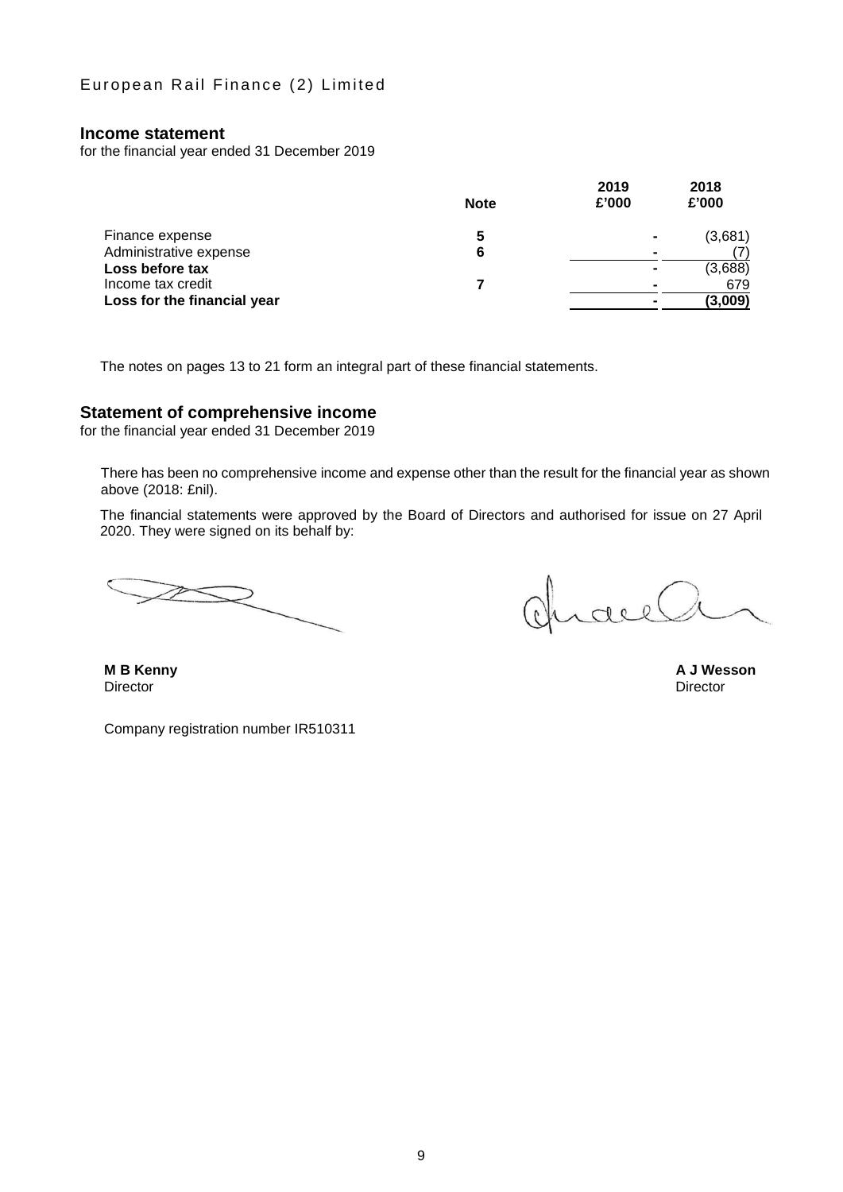European Rail Finance (2) Limited

## Income statement

for the financial year ended 31 December 2019

| | Note | 2019 £'000 | 2018 £'000 |
|---|---|---|---|
| Finance expense | 5 | - | (3,681) |
| Administrative expense | 6 | - | (7) |
| **Loss before tax** | | - | (3,688) |
| Income tax credit | 7 | - | 679 |
| **Loss for the financial year** | | - | **(3,009)** |

The notes on pages 13 to 21 form an integral part of these financial statements.

## Statement of comprehensive income

for the financial year ended 31 December 2019

There has been no comprehensive income and expense other than the result for the financial year as shown above (2018: £nil).

The financial statements were approved by the Board of Directors and authorised for issue on 27 April 2020. They were signed on its behalf by:

**M B Kenny**
Director

**A J Wesson**
Director

Company registration number IR510311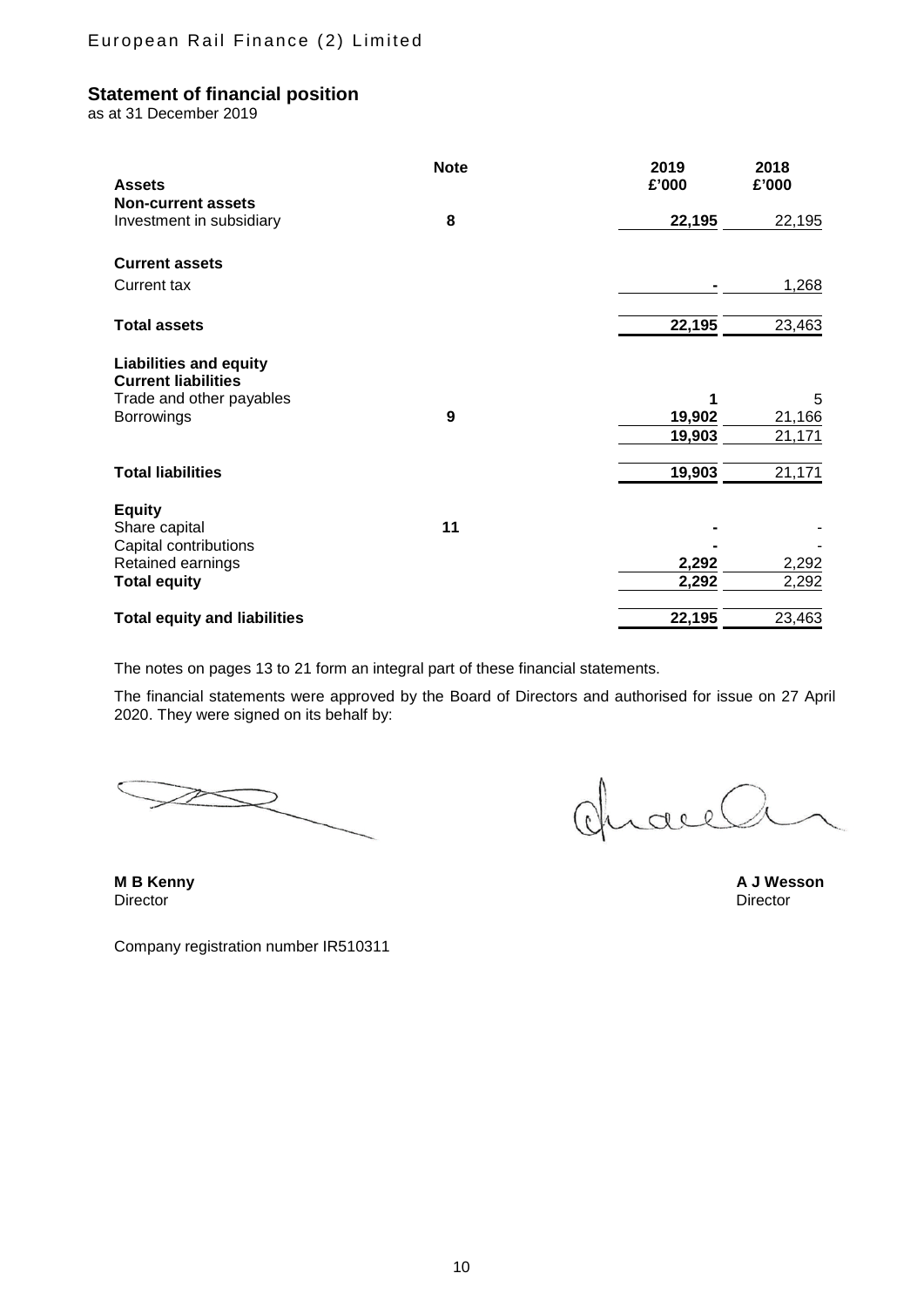European Rail Finance (2) Limited

## Statement of financial position

as at 31 December 2019

| | Note | 2019 £'000 | 2018 £'000 |
|---|---|---|---|
| **Assets** | | | |
| **Non-current assets** | | | |
| Investment in subsidiary | **8** | **22,195** | 22,195 |
| **Current assets** | | | |
| Current tax | | **-** | 1,268 |
| **Total assets** | | **22,195** | 23,463 |
| **Liabilities and equity** | | | |
| **Current liabilities** | | | |
| Trade and other payables | | **1** | 5 |
| Borrowings | **9** | **19,902** | 21,166 |
| | | **19,903** | 21,171 |
| **Total liabilities** | | **19,903** | 21,171 |
| **Equity** | | | |
| Share capital | **11** | **-** | - |
| Capital contributions | | **-** | - |
| Retained earnings | | **2,292** | 2,292 |
| **Total equity** | | **2,292** | 2,292 |
| **Total equity and liabilities** | | **22,195** | 23,463 |

The notes on pages 13 to 21 form an integral part of these financial statements.

The financial statements were approved by the Board of Directors and authorised for issue on 27 April 2020. They were signed on its behalf by:

**M B Kenny**
Director

**A J Wesson**
Director

Company registration number IR510311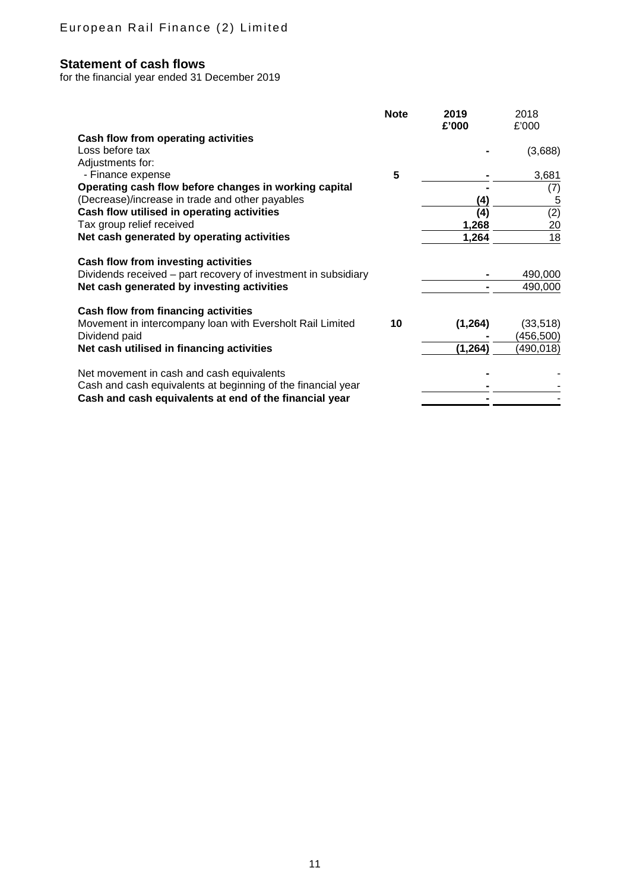European Rail Finance (2) Limited

## Statement of cash flows

for the financial year ended 31 December 2019

| | Note | 2019 £'000 | 2018 £'000 |
|---|---|---|---|
| **Cash flow from operating activities** | | | |
| Loss before tax | | - | (3,688) |
| Adjustments for: | | | |
| - Finance expense | 5 | - | 3,681 |
| **Operating cash flow before changes in working capital** | | - | (7) |
| (Decrease)/increase in trade and other payables | | (4) | 5 |
| **Cash flow utilised in operating activities** | | (4) | (2) |
| Tax group relief received | | 1,268 | 20 |
| **Net cash generated by operating activities** | | 1,264 | 18 |
| | | | |
| **Cash flow from investing activities** | | | |
| Dividends received – part recovery of investment in subsidiary | | - | 490,000 |
| **Net cash generated by investing activities** | | - | 490,000 |
| | | | |
| **Cash flow from financing activities** | | | |
| Movement in intercompany loan with Eversholt Rail Limited | 10 | (1,264) | (33,518) |
| Dividend paid | | - | (456,500) |
| **Net cash utilised in financing activities** | | (1,264) | (490,018) |
| | | | |
| Net movement in cash and cash equivalents | | - | - |
| Cash and cash equivalents at beginning of the financial year | | - | - |
| **Cash and cash equivalents at end of the financial year** | | - | - |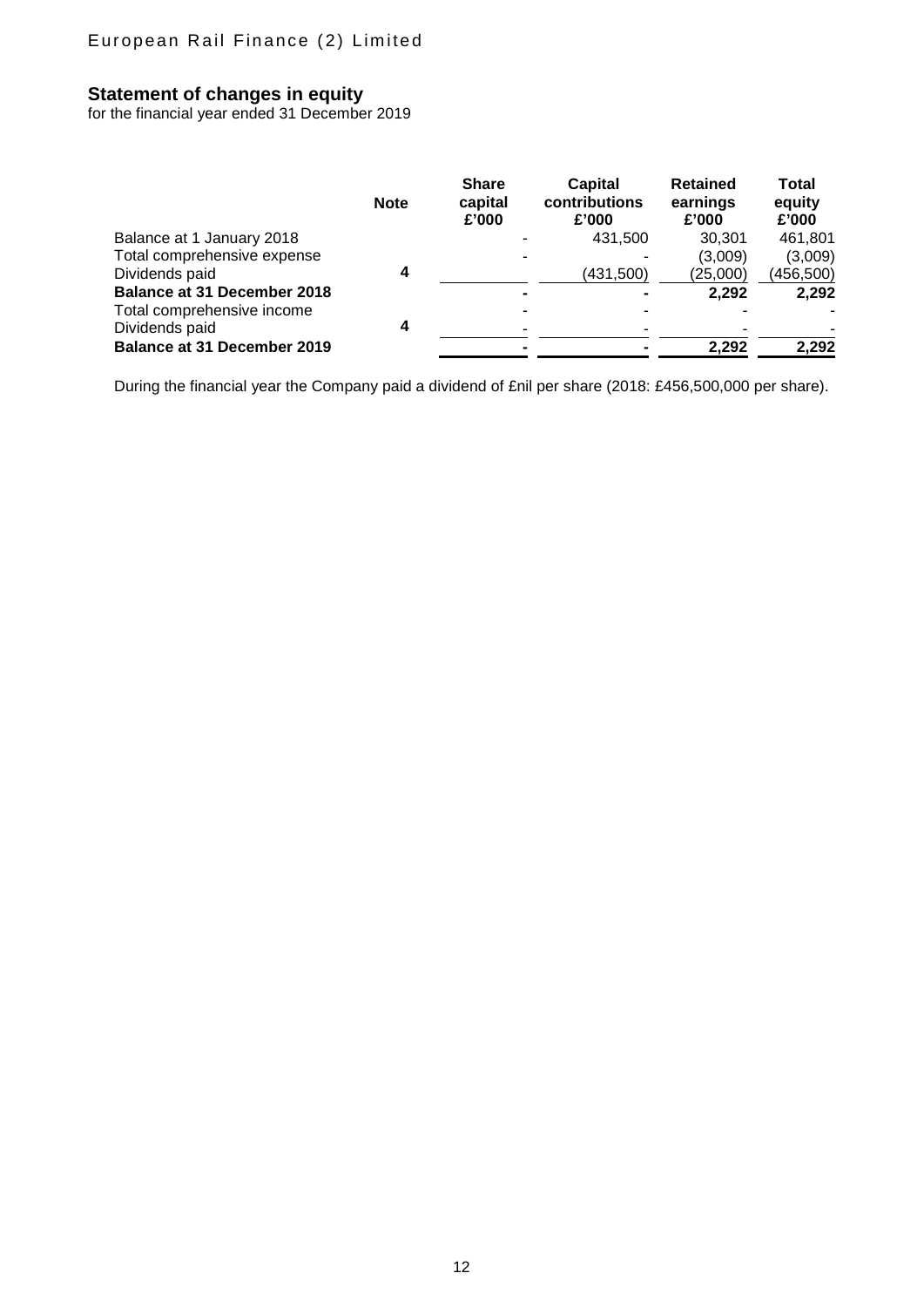European Rail Finance (2) Limited

## Statement of changes in equity

for the financial year ended 31 December 2019

| | Note | Share capital £'000 | Capital contributions £'000 | Retained earnings £'000 | Total equity £'000 |
|---|---|---|---|---|---|
| Balance at 1 January 2018 | | - | 431,500 | 30,301 | 461,801 |
| Total comprehensive expense | | - | - | (3,009) | (3,009) |
| Dividends paid | 4 | | (431,500) | (25,000) | (456,500) |
| **Balance at 31 December 2018** | | **-** | **-** | **2,292** | **2,292** |
| Total comprehensive income | | - | - | - | - |
| Dividends paid | 4 | - | - | - | - |
| **Balance at 31 December 2019** | | **-** | **-** | **2,292** | **2,292** |

During the financial year the Company paid a dividend of £nil per share (2018: £456,500,000 per share).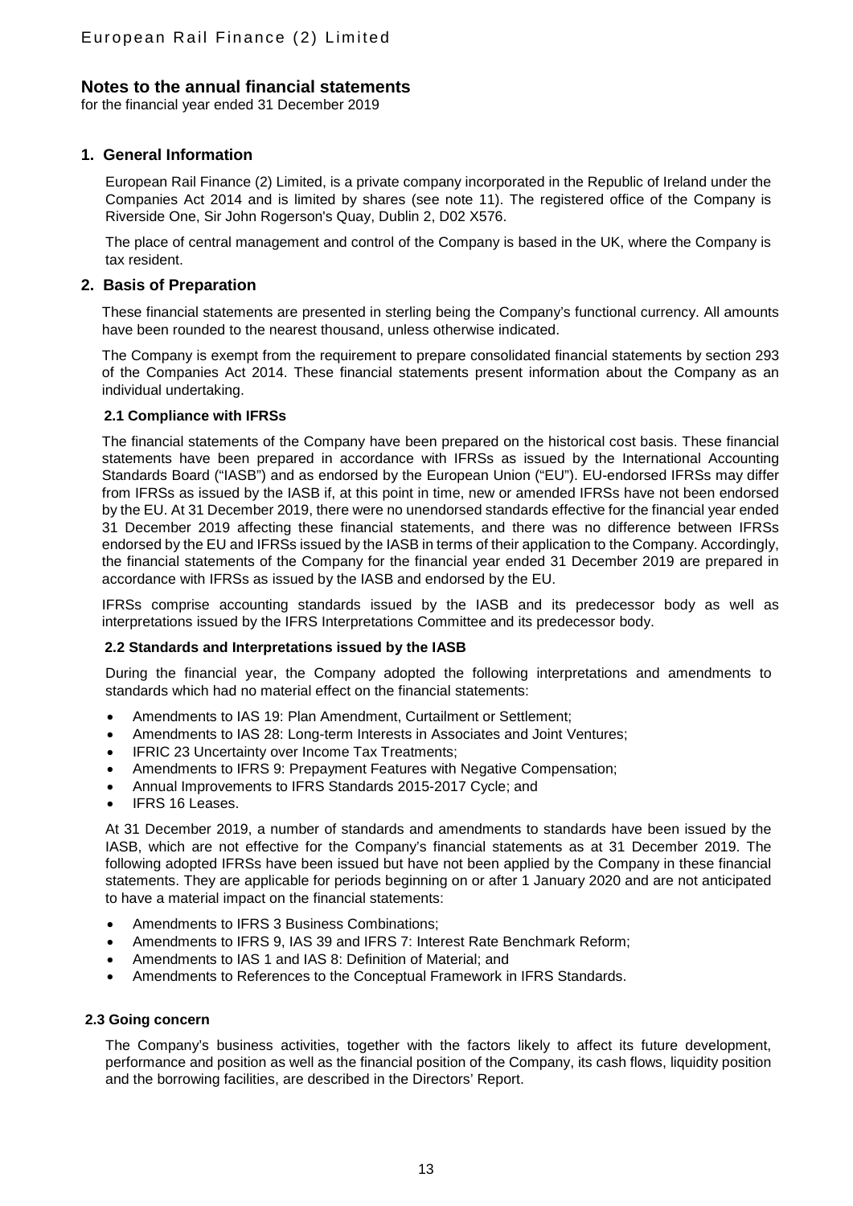# Notes to the annual financial statements

for the financial year ended 31 December 2019

## 1. General Information

European Rail Finance (2) Limited, is a private company incorporated in the Republic of Ireland under the Companies Act 2014 and is limited by shares (see note 11). The registered office of the Company is Riverside One, Sir John Rogerson's Quay, Dublin 2, D02 X576.

The place of central management and control of the Company is based in the UK, where the Company is tax resident.

## 2. Basis of Preparation

These financial statements are presented in sterling being the Company's functional currency. All amounts have been rounded to the nearest thousand, unless otherwise indicated.

The Company is exempt from the requirement to prepare consolidated financial statements by section 293 of the Companies Act 2014. These financial statements present information about the Company as an individual undertaking.

### 2.1 Compliance with IFRSs

The financial statements of the Company have been prepared on the historical cost basis. These financial statements have been prepared in accordance with IFRSs as issued by the International Accounting Standards Board ("IASB") and as endorsed by the European Union ("EU"). EU-endorsed IFRSs may differ from IFRSs as issued by the IASB if, at this point in time, new or amended IFRSs have not been endorsed by the EU. At 31 December 2019, there were no unendorsed standards effective for the financial year ended 31 December 2019 affecting these financial statements, and there was no difference between IFRSs endorsed by the EU and IFRSs issued by the IASB in terms of their application to the Company. Accordingly, the financial statements of the Company for the financial year ended 31 December 2019 are prepared in accordance with IFRSs as issued by the IASB and endorsed by the EU.

IFRSs comprise accounting standards issued by the IASB and its predecessor body as well as interpretations issued by the IFRS Interpretations Committee and its predecessor body.

### 2.2 Standards and Interpretations issued by the IASB

During the financial year, the Company adopted the following interpretations and amendments to standards which had no material effect on the financial statements:

- Amendments to IAS 19: Plan Amendment, Curtailment or Settlement;
- Amendments to IAS 28: Long-term Interests in Associates and Joint Ventures;
- IFRIC 23 Uncertainty over Income Tax Treatments;
- Amendments to IFRS 9: Prepayment Features with Negative Compensation;
- Annual Improvements to IFRS Standards 2015-2017 Cycle; and
- IFRS 16 Leases.

At 31 December 2019, a number of standards and amendments to standards have been issued by the IASB, which are not effective for the Company's financial statements as at 31 December 2019. The following adopted IFRSs have been issued but have not been applied by the Company in these financial statements. They are applicable for periods beginning on or after 1 January 2020 and are not anticipated to have a material impact on the financial statements:

- Amendments to IFRS 3 Business Combinations;
- Amendments to IFRS 9, IAS 39 and IFRS 7: Interest Rate Benchmark Reform;
- Amendments to IAS 1 and IAS 8: Definition of Material; and
- Amendments to References to the Conceptual Framework in IFRS Standards.

### 2.3 Going concern

The Company's business activities, together with the factors likely to affect its future development, performance and position as well as the financial position of the Company, its cash flows, liquidity position and the borrowing facilities, are described in the Directors' Report.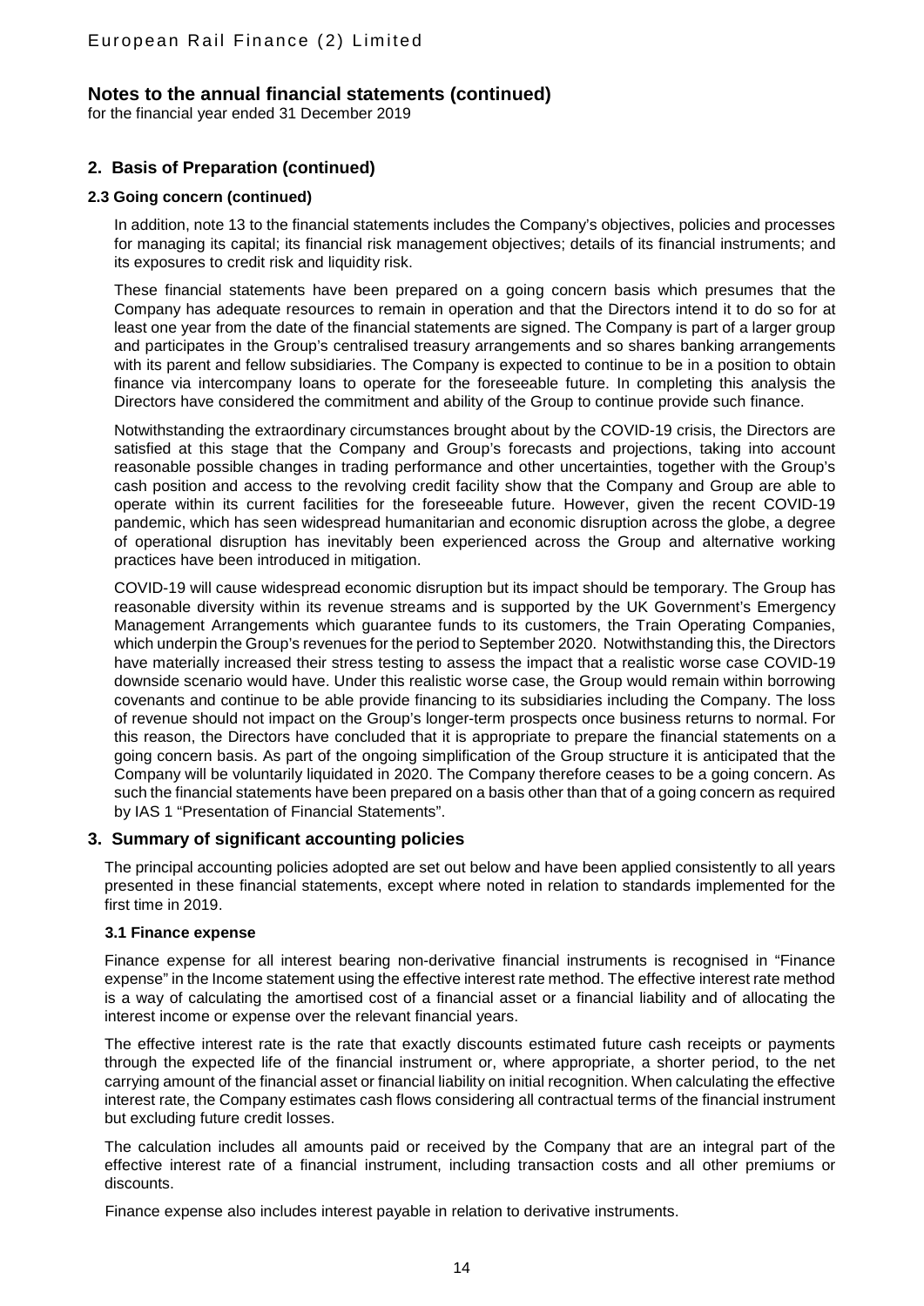## Notes to the annual financial statements (continued)

for the financial year ended 31 December 2019

### 2. Basis of Preparation (continued)

#### 2.3 Going concern (continued)

In addition, note 13 to the financial statements includes the Company's objectives, policies and processes for managing its capital; its financial risk management objectives; details of its financial instruments; and its exposures to credit risk and liquidity risk.

These financial statements have been prepared on a going concern basis which presumes that the Company has adequate resources to remain in operation and that the Directors intend it to do so for at least one year from the date of the financial statements are signed. The Company is part of a larger group and participates in the Group's centralised treasury arrangements and so shares banking arrangements with its parent and fellow subsidiaries. The Company is expected to continue to be in a position to obtain finance via intercompany loans to operate for the foreseeable future. In completing this analysis the Directors have considered the commitment and ability of the Group to continue provide such finance.

Notwithstanding the extraordinary circumstances brought about by the COVID-19 crisis, the Directors are satisfied at this stage that the Company and Group's forecasts and projections, taking into account reasonable possible changes in trading performance and other uncertainties, together with the Group's cash position and access to the revolving credit facility show that the Company and Group are able to operate within its current facilities for the foreseeable future. However, given the recent COVID-19 pandemic, which has seen widespread humanitarian and economic disruption across the globe, a degree of operational disruption has inevitably been experienced across the Group and alternative working practices have been introduced in mitigation.

COVID-19 will cause widespread economic disruption but its impact should be temporary. The Group has reasonable diversity within its revenue streams and is supported by the UK Government's Emergency Management Arrangements which guarantee funds to its customers, the Train Operating Companies, which underpin the Group's revenues for the period to September 2020. Notwithstanding this, the Directors have materially increased their stress testing to assess the impact that a realistic worse case COVID-19 downside scenario would have. Under this realistic worse case, the Group would remain within borrowing covenants and continue to be able provide financing to its subsidiaries including the Company. The loss of revenue should not impact on the Group's longer-term prospects once business returns to normal. For this reason, the Directors have concluded that it is appropriate to prepare the financial statements on a going concern basis. As part of the ongoing simplification of the Group structure it is anticipated that the Company will be voluntarily liquidated in 2020. The Company therefore ceases to be a going concern. As such the financial statements have been prepared on a basis other than that of a going concern as required by IAS 1 "Presentation of Financial Statements".

### 3. Summary of significant accounting policies

The principal accounting policies adopted are set out below and have been applied consistently to all years presented in these financial statements, except where noted in relation to standards implemented for the first time in 2019.

#### 3.1 Finance expense

Finance expense for all interest bearing non-derivative financial instruments is recognised in "Finance expense" in the Income statement using the effective interest rate method. The effective interest rate method is a way of calculating the amortised cost of a financial asset or a financial liability and of allocating the interest income or expense over the relevant financial years.

The effective interest rate is the rate that exactly discounts estimated future cash receipts or payments through the expected life of the financial instrument or, where appropriate, a shorter period, to the net carrying amount of the financial asset or financial liability on initial recognition. When calculating the effective interest rate, the Company estimates cash flows considering all contractual terms of the financial instrument but excluding future credit losses.

The calculation includes all amounts paid or received by the Company that are an integral part of the effective interest rate of a financial instrument, including transaction costs and all other premiums or discounts.

Finance expense also includes interest payable in relation to derivative instruments.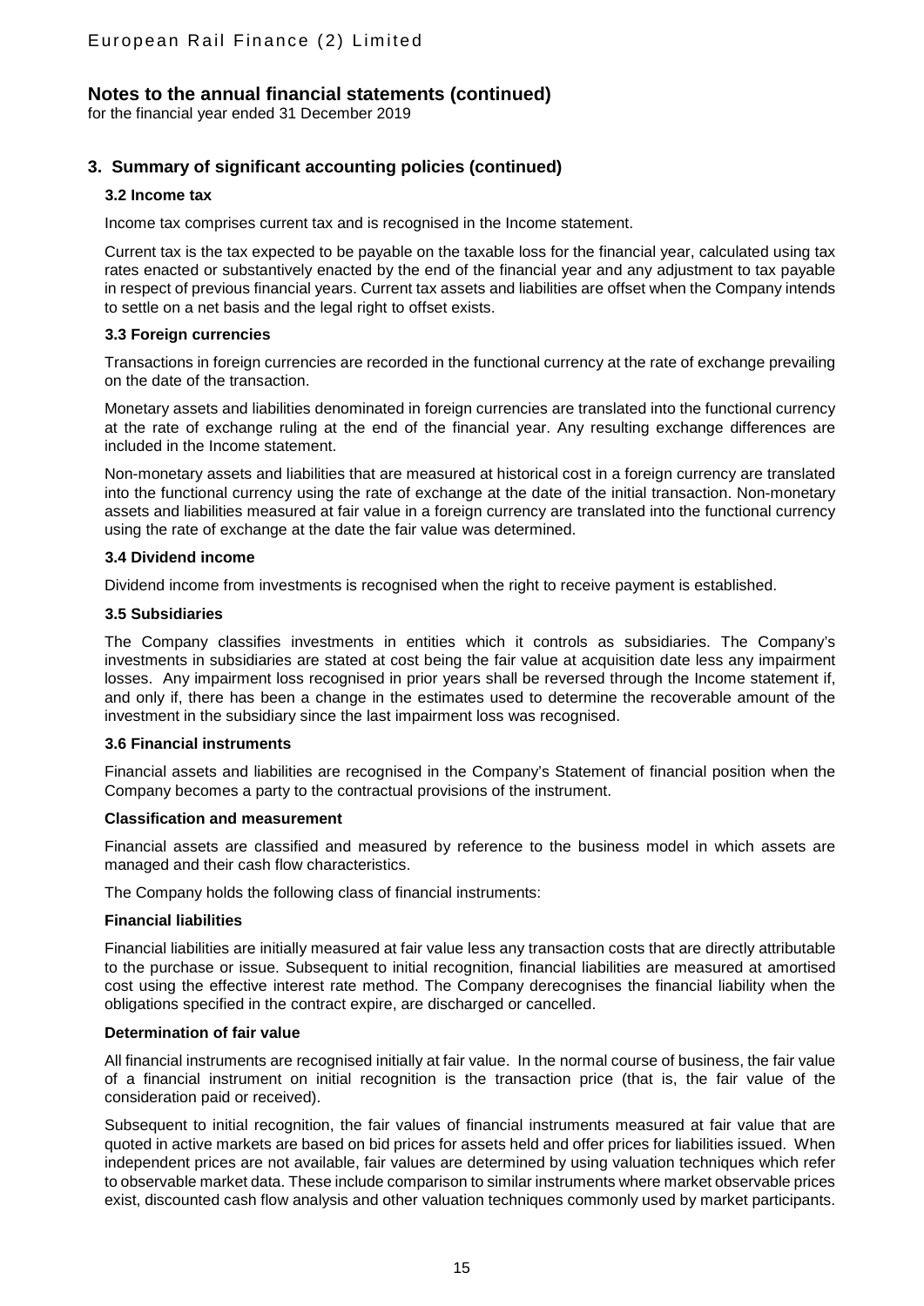# Notes to the annual financial statements (continued)

for the financial year ended 31 December 2019

## 3. Summary of significant accounting policies (continued)

### 3.2 Income tax

Income tax comprises current tax and is recognised in the Income statement.

Current tax is the tax expected to be payable on the taxable loss for the financial year, calculated using tax rates enacted or substantively enacted by the end of the financial year and any adjustment to tax payable in respect of previous financial years. Current tax assets and liabilities are offset when the Company intends to settle on a net basis and the legal right to offset exists.

### 3.3 Foreign currencies

Transactions in foreign currencies are recorded in the functional currency at the rate of exchange prevailing on the date of the transaction.

Monetary assets and liabilities denominated in foreign currencies are translated into the functional currency at the rate of exchange ruling at the end of the financial year. Any resulting exchange differences are included in the Income statement.

Non-monetary assets and liabilities that are measured at historical cost in a foreign currency are translated into the functional currency using the rate of exchange at the date of the initial transaction. Non-monetary assets and liabilities measured at fair value in a foreign currency are translated into the functional currency using the rate of exchange at the date the fair value was determined.

### 3.4 Dividend income

Dividend income from investments is recognised when the right to receive payment is established.

### 3.5 Subsidiaries

The Company classifies investments in entities which it controls as subsidiaries. The Company's investments in subsidiaries are stated at cost being the fair value at acquisition date less any impairment losses. Any impairment loss recognised in prior years shall be reversed through the Income statement if, and only if, there has been a change in the estimates used to determine the recoverable amount of the investment in the subsidiary since the last impairment loss was recognised.

### 3.6 Financial instruments

Financial assets and liabilities are recognised in the Company's Statement of financial position when the Company becomes a party to the contractual provisions of the instrument.

**Classification and measurement**

Financial assets are classified and measured by reference to the business model in which assets are managed and their cash flow characteristics.

The Company holds the following class of financial instruments:

**Financial liabilities**

Financial liabilities are initially measured at fair value less any transaction costs that are directly attributable to the purchase or issue. Subsequent to initial recognition, financial liabilities are measured at amortised cost using the effective interest rate method. The Company derecognises the financial liability when the obligations specified in the contract expire, are discharged or cancelled.

**Determination of fair value**

All financial instruments are recognised initially at fair value. In the normal course of business, the fair value of a financial instrument on initial recognition is the transaction price (that is, the fair value of the consideration paid or received).

Subsequent to initial recognition, the fair values of financial instruments measured at fair value that are quoted in active markets are based on bid prices for assets held and offer prices for liabilities issued. When independent prices are not available, fair values are determined by using valuation techniques which refer to observable market data. These include comparison to similar instruments where market observable prices exist, discounted cash flow analysis and other valuation techniques commonly used by market participants.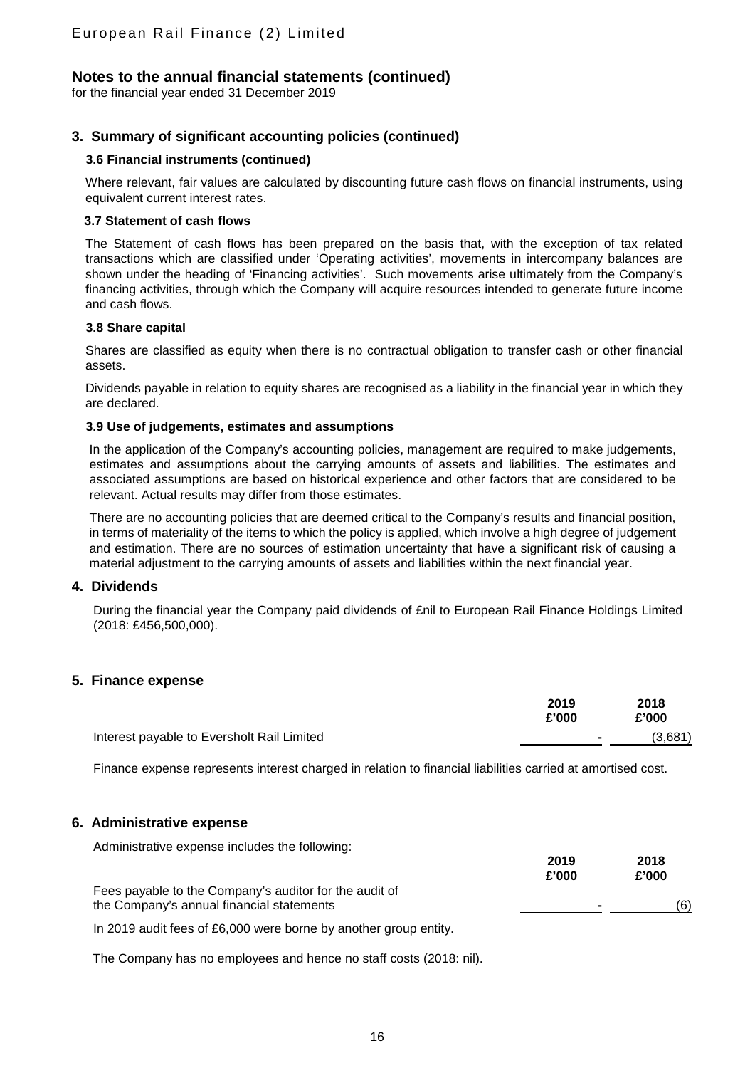## Notes to the annual financial statements (continued)

for the financial year ended 31 December 2019

## 3. Summary of significant accounting policies (continued)

### 3.6 Financial instruments (continued)

Where relevant, fair values are calculated by discounting future cash flows on financial instruments, using equivalent current interest rates.

### 3.7 Statement of cash flows

The Statement of cash flows has been prepared on the basis that, with the exception of tax related transactions which are classified under 'Operating activities', movements in intercompany balances are shown under the heading of 'Financing activities'. Such movements arise ultimately from the Company's financing activities, through which the Company will acquire resources intended to generate future income and cash flows.

### 3.8 Share capital

Shares are classified as equity when there is no contractual obligation to transfer cash or other financial assets.

Dividends payable in relation to equity shares are recognised as a liability in the financial year in which they are declared.

### 3.9 Use of judgements, estimates and assumptions

In the application of the Company's accounting policies, management are required to make judgements, estimates and assumptions about the carrying amounts of assets and liabilities. The estimates and associated assumptions are based on historical experience and other factors that are considered to be relevant. Actual results may differ from those estimates.

There are no accounting policies that are deemed critical to the Company's results and financial position, in terms of materiality of the items to which the policy is applied, which involve a high degree of judgement and estimation. There are no sources of estimation uncertainty that have a significant risk of causing a material adjustment to the carrying amounts of assets and liabilities within the next financial year.

## 4. Dividends

During the financial year the Company paid dividends of £nil to European Rail Finance Holdings Limited (2018: £456,500,000).

## 5. Finance expense

| | 2019<br>£'000 | 2018<br>£'000 |
|---|---|---|
| Interest payable to Eversholt Rail Limited | - | (3,681) |

Finance expense represents interest charged in relation to financial liabilities carried at amortised cost.

## 6. Administrative expense

Administrative expense includes the following:

| | 2019<br>£'000 | 2018<br>£'000 |
|---|---|---|
| Fees payable to the Company's auditor for the audit of the Company's annual financial statements | - | (6) |

In 2019 audit fees of £6,000 were borne by another group entity.

The Company has no employees and hence no staff costs (2018: nil).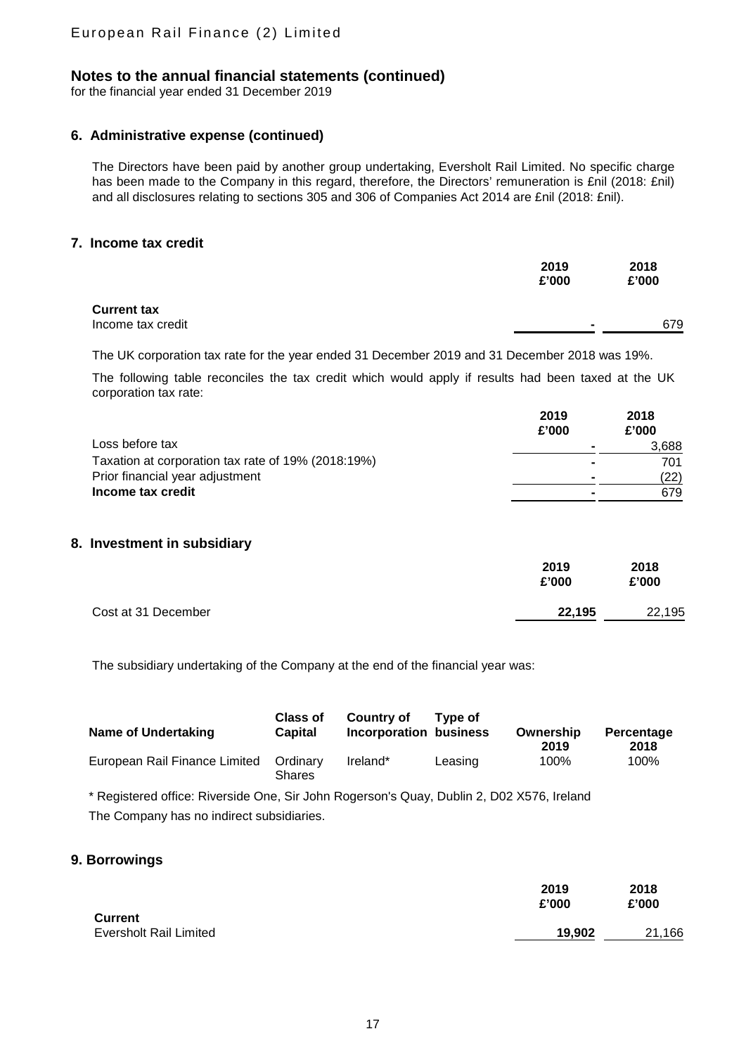# Notes to the annual financial statements (continued)

for the financial year ended 31 December 2019

## 6. Administrative expense (continued)

The Directors have been paid by another group undertaking, Eversholt Rail Limited. No specific charge has been made to the Company in this regard, therefore, the Directors' remuneration is £nil (2018: £nil) and all disclosures relating to sections 305 and 306 of Companies Act 2014 are £nil (2018: £nil).

## 7. Income tax credit

| | 2019 £'000 | 2018 £'000 |
|---|---|---|
| **Current tax** | | |
| Income tax credit | - | 679 |

The UK corporation tax rate for the year ended 31 December 2019 and 31 December 2018 was 19%.

The following table reconciles the tax credit which would apply if results had been taxed at the UK corporation tax rate:

| | 2019 £'000 | 2018 £'000 |
|---|---|---|
| Loss before tax | - | 3,688 |
| Taxation at corporation tax rate of 19% (2018:19%) | - | 701 |
| Prior financial year adjustment | - | (22) |
| **Income tax credit** | - | 679 |

## 8. Investment in subsidiary

| | 2019 £'000 | 2018 £'000 |
|---|---|---|
| Cost at 31 December | **22,195** | 22,195 |

The subsidiary undertaking of the Company at the end of the financial year was:

| Name of Undertaking | Class of Capital | Country of Incorporation | Type of business | Ownership 2019 | Percentage 2018 |
|---|---|---|---|---|---|
| European Rail Finance Limited | Ordinary Shares | Ireland* | Leasing | 100% | 100% |

\* Registered office: Riverside One, Sir John Rogerson's Quay, Dublin 2, D02 X576, Ireland

The Company has no indirect subsidiaries.

## 9. Borrowings

| | 2019 £'000 | 2018 £'000 |
|---|---|---|
| **Current** | | |
| Eversholt Rail Limited | **19,902** | 21,166 |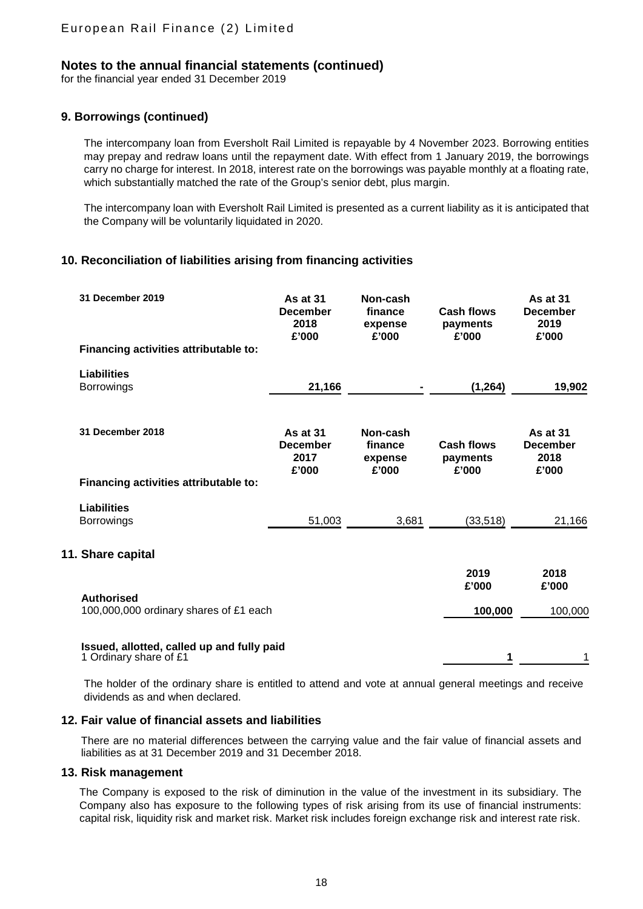## Notes to the annual financial statements (continued)

for the financial year ended 31 December 2019

### 9. Borrowings (continued)

The intercompany loan from Eversholt Rail Limited is repayable by 4 November 2023. Borrowing entities may prepay and redraw loans until the repayment date. With effect from 1 January 2019, the borrowings carry no charge for interest. In 2018, interest rate on the borrowings was payable monthly at a floating rate, which substantially matched the rate of the Group's senior debt, plus margin.

The intercompany loan with Eversholt Rail Limited is presented as a current liability as it is anticipated that the Company will be voluntarily liquidated in 2020.

### 10. Reconciliation of liabilities arising from financing activities

| 31 December 2019 | As at 31 December 2018 £'000 | Non-cash finance expense £'000 | Cash flows payments £'000 | As at 31 December 2019 £'000 |
|---|---|---|---|---|
| **Financing activities attributable to:** | | | | |
| **Liabilities** | | | | |
| Borrowings | **21,166** | **-** | **(1,264)** | **19,902** |

| 31 December 2018 | As at 31 December 2017 £'000 | Non-cash finance expense £'000 | Cash flows payments £'000 | As at 31 December 2018 £'000 |
|---|---|---|---|---|
| **Financing activities attributable to:** | | | | |
| **Liabilities** | | | | |
| Borrowings | 51,003 | 3,681 | (33,518) | 21,166 |

### 11. Share capital

| | 2019 £'000 | 2018 £'000 |
|---|---|---|
| **Authorised** | | |
| 100,000,000 ordinary shares of £1 each | **100,000** | 100,000 |
| **Issued, allotted, called up and fully paid** | | |
| 1 Ordinary share of £1 | **1** | 1 |

The holder of the ordinary share is entitled to attend and vote at annual general meetings and receive dividends as and when declared.

### 12. Fair value of financial assets and liabilities

There are no material differences between the carrying value and the fair value of financial assets and liabilities as at 31 December 2019 and 31 December 2018.

### 13. Risk management

The Company is exposed to the risk of diminution in the value of the investment in its subsidiary. The Company also has exposure to the following types of risk arising from its use of financial instruments: capital risk, liquidity risk and market risk. Market risk includes foreign exchange risk and interest rate risk.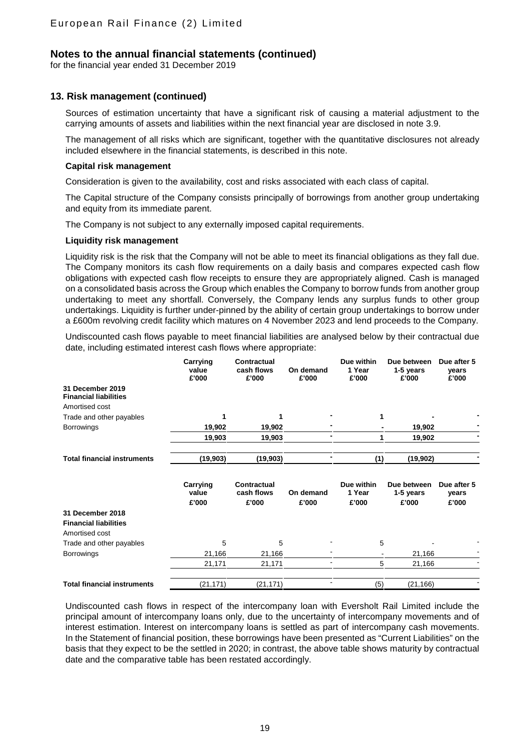## Notes to the annual financial statements (continued)

for the financial year ended 31 December 2019

### 13. Risk management (continued)

Sources of estimation uncertainty that have a significant risk of causing a material adjustment to the carrying amounts of assets and liabilities within the next financial year are disclosed in note 3.9.

The management of all risks which are significant, together with the quantitative disclosures not already included elsewhere in the financial statements, is described in this note.

**Capital risk management**

Consideration is given to the availability, cost and risks associated with each class of capital.

The Capital structure of the Company consists principally of borrowings from another group undertaking and equity from its immediate parent.

The Company is not subject to any externally imposed capital requirements.

**Liquidity risk management**

Liquidity risk is the risk that the Company will not be able to meet its financial obligations as they fall due. The Company monitors its cash flow requirements on a daily basis and compares expected cash flow obligations with expected cash flow receipts to ensure they are appropriately aligned. Cash is managed on a consolidated basis across the Group which enables the Company to borrow funds from another group undertaking to meet any shortfall. Conversely, the Company lends any surplus funds to other group undertakings. Liquidity is further under-pinned by the ability of certain group undertakings to borrow under a £600m revolving credit facility which matures on 4 November 2023 and lend proceeds to the Company.

Undiscounted cash flows payable to meet financial liabilities are analysed below by their contractual due date, including estimated interest cash flows where appropriate:

| | Carrying value £'000 | Contractual cash flows £'000 | On demand £'000 | Due within 1 Year £'000 | Due between 1-5 years £'000 | Due after 5 years £'000 |
|---|---|---|---|---|---|---|
| **31 December 2019** | | | | | | |
| **Financial liabilities** | | | | | | |
| Amortised cost | | | | | | |
| Trade and other payables | **1** | **1** | **-** | **1** | **-** | **-** |
| Borrowings | **19,902** | **19,902** | **-** | **-** | **19,902** | **-** |
| | **19,903** | **19,903** | **-** | **1** | **19,902** | **-** |
| **Total financial instruments** | **(19,903)** | **(19,903)** | **-** | **(1)** | **(19,902)** | **-** |

| | Carrying value £'000 | Contractual cash flows £'000 | On demand £'000 | Due within 1 Year £'000 | Due between 1-5 years £'000 | Due after 5 years £'000 |
|---|---|---|---|---|---|---|
| **31 December 2018** | | | | | | |
| **Financial liabilities** | | | | | | |
| Amortised cost | | | | | | |
| Trade and other payables | 5 | 5 | - | 5 | - | - |
| Borrowings | 21,166 | 21,166 | - | - | 21,166 | - |
| | 21,171 | 21,171 | - | 5 | 21,166 | - |
| **Total financial instruments** | (21,171) | (21,171) | - | (5) | (21,166) | - |

Undiscounted cash flows in respect of the intercompany loan with Eversholt Rail Limited include the principal amount of intercompany loans only, due to the uncertainty of intercompany movements and of interest estimation. Interest on intercompany loans is settled as part of intercompany cash movements. In the Statement of financial position, these borrowings have been presented as "Current Liabilities" on the basis that they expect to be the settled in 2020; in contrast, the above table shows maturity by contractual date and the comparative table has been restated accordingly.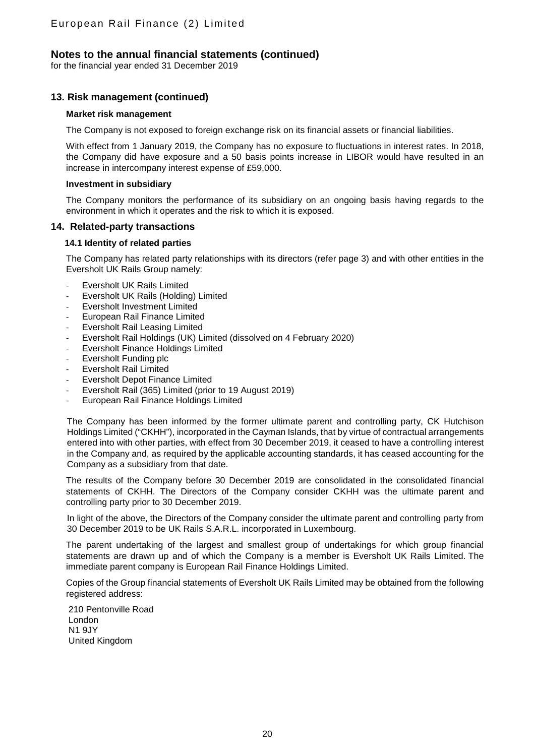# Notes to the annual financial statements (continued)

for the financial year ended 31 December 2019

## 13. Risk management (continued)

### Market risk management

The Company is not exposed to foreign exchange risk on its financial assets or financial liabilities.

With effect from 1 January 2019, the Company has no exposure to fluctuations in interest rates. In 2018, the Company did have exposure and a 50 basis points increase in LIBOR would have resulted in an increase in intercompany interest expense of £59,000.

### Investment in subsidiary

The Company monitors the performance of its subsidiary on an ongoing basis having regards to the environment in which it operates and the risk to which it is exposed.

## 14. Related-party transactions

### 14.1 Identity of related parties

The Company has related party relationships with its directors (refer page 3) and with other entities in the Eversholt UK Rails Group namely:

- Eversholt UK Rails Limited
- Eversholt UK Rails (Holding) Limited
- Eversholt Investment Limited
- European Rail Finance Limited
- Eversholt Rail Leasing Limited
- Eversholt Rail Holdings (UK) Limited (dissolved on 4 February 2020)
- Eversholt Finance Holdings Limited
- Eversholt Funding plc
- Eversholt Rail Limited
- Eversholt Depot Finance Limited
- Eversholt Rail (365) Limited (prior to 19 August 2019)
- European Rail Finance Holdings Limited

The Company has been informed by the former ultimate parent and controlling party, CK Hutchison Holdings Limited ("CKHH"), incorporated in the Cayman Islands, that by virtue of contractual arrangements entered into with other parties, with effect from 30 December 2019, it ceased to have a controlling interest in the Company and, as required by the applicable accounting standards, it has ceased accounting for the Company as a subsidiary from that date.

The results of the Company before 30 December 2019 are consolidated in the consolidated financial statements of CKHH. The Directors of the Company consider CKHH was the ultimate parent and controlling party prior to 30 December 2019.

In light of the above, the Directors of the Company consider the ultimate parent and controlling party from 30 December 2019 to be UK Rails S.A.R.L. incorporated in Luxembourg.

The parent undertaking of the largest and smallest group of undertakings for which group financial statements are drawn up and of which the Company is a member is Eversholt UK Rails Limited. The immediate parent company is European Rail Finance Holdings Limited.

Copies of the Group financial statements of Eversholt UK Rails Limited may be obtained from the following registered address:

210 Pentonville Road
London
N1 9JY
United Kingdom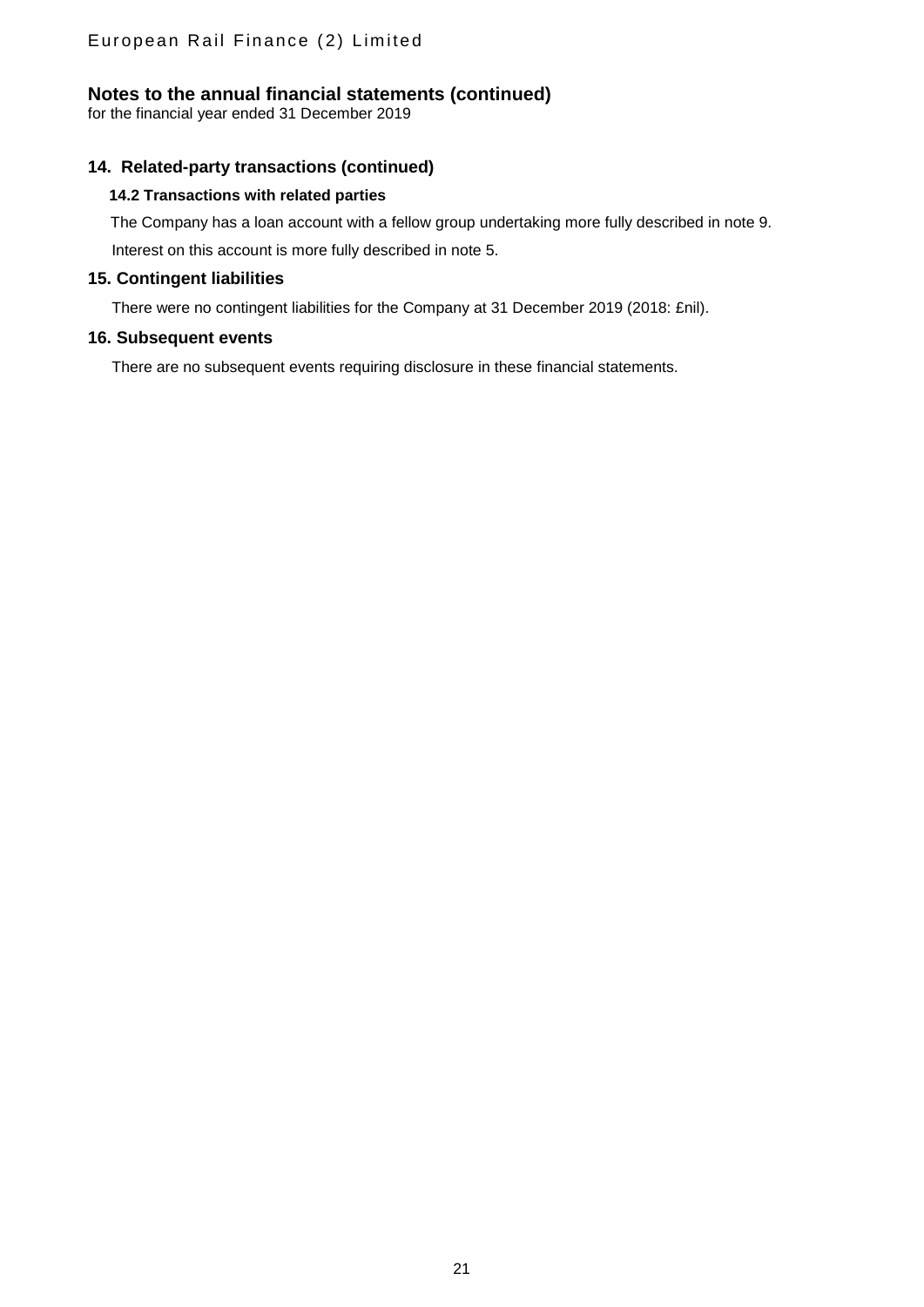# Notes to the annual financial statements (continued)

for the financial year ended 31 December 2019

## 14. Related-party transactions (continued)

### 14.2 Transactions with related parties

The Company has a loan account with a fellow group undertaking more fully described in note 9.

Interest on this account is more fully described in note 5.

## 15. Contingent liabilities

There were no contingent liabilities for the Company at 31 December 2019 (2018: £nil).

## 16. Subsequent events

There are no subsequent events requiring disclosure in these financial statements.